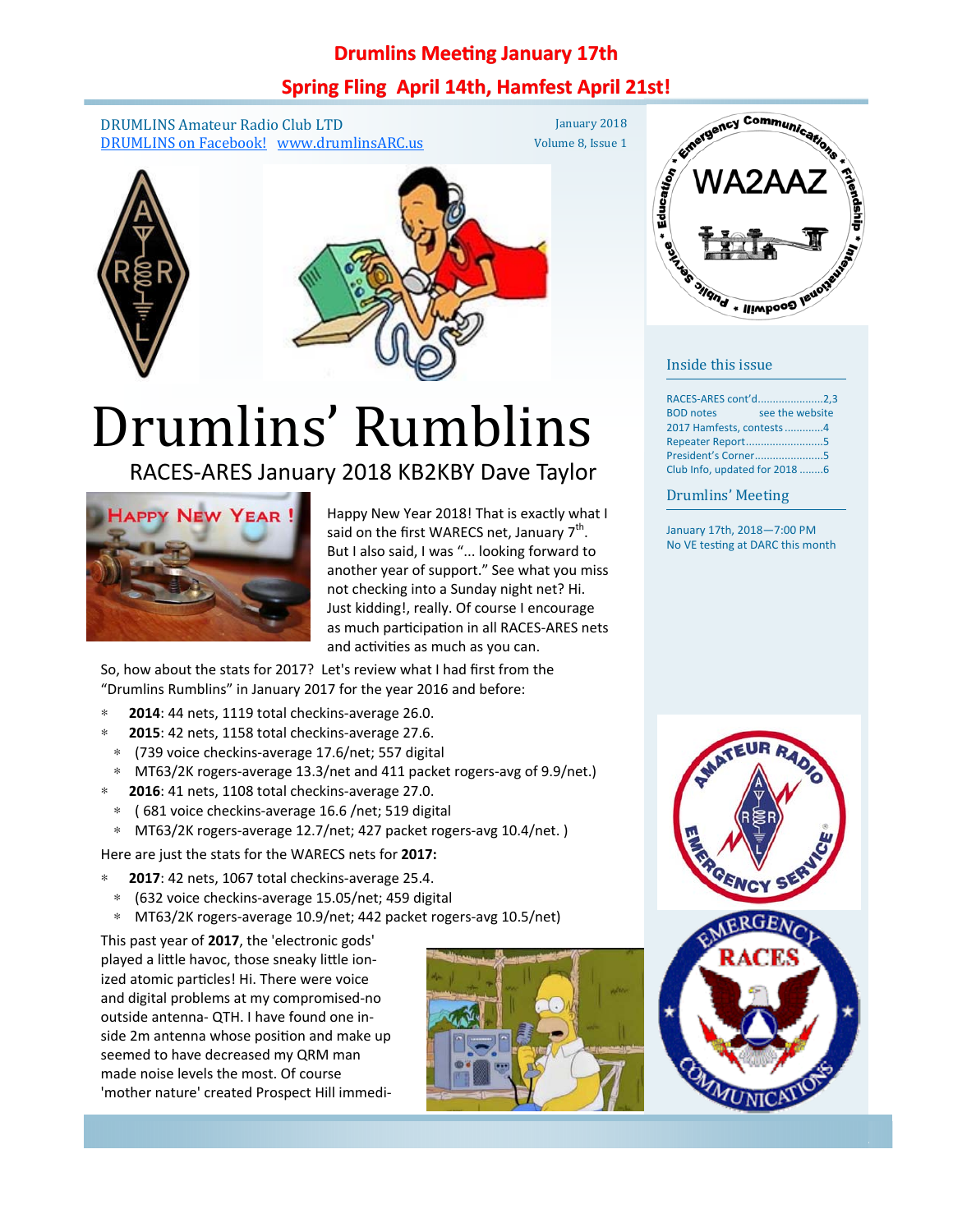**Drumlins Meeting January 17th**

**Spring Fling April 14th, Hamfest April 21st!**

DRUMLINS Amateur Radio Club LTD
DRUMLINS on Facebook! www.drumlinsARC.us

January 2018
Volume 8, Issue 1

# Drumlins' Rumblins

## RACES-ARES January 2018 KB2KBY Dave Taylor

Happy New Year 2018! That is exactly what I said on the first WARECS net, January 7th. But I also said, I was "... looking forward to another year of support." See what you miss not checking into a Sunday night net? Hi. Just kidding!, really. Of course I encourage as much participation in all RACES-ARES nets and activities as much as you can.

So, how about the stats for 2017? Let's review what I had first from the "Drumlins Rumblins" in January 2017 for the year 2016 and before:

- **2014**: 44 nets, 1119 total checkins-average 26.0.
- **2015**: 42 nets, 1158 total checkins-average 27.6.
  - (739 voice checkins-average 17.6/net; 557 digital
  - MT63/2K rogers-average 13.3/net and 411 packet rogers-avg of 9.9/net.)
- **2016**: 41 nets, 1108 total checkins-average 27.0.
  - ( 681 voice checkins-average 16.6 /net; 519 digital
  - MT63/2K rogers-average 12.7/net; 427 packet rogers-avg 10.4/net. )

Here are just the stats for the WARECS nets for **2017:**

- **2017**: 42 nets, 1067 total checkins-average 25.4.
  - (632 voice checkins-average 15.05/net; 459 digital
  - MT63/2K rogers-average 10.9/net; 442 packet rogers-avg 10.5/net)

This past year of **2017**, the 'electronic gods' played a little havoc, those sneaky little ionized atomic particles! Hi. There were voice and digital problems at my compromised-no outside antenna- QTH. I have found one inside 2m antenna whose position and make up seemed to have decreased my QRM man made noise levels the most. Of course 'mother nature' created Prospect Hill immedi-

### Inside this issue

| | |
|---|---|
| RACES-ARES cont'd | 2,3 |
| BOD notes | see the website |
| 2017 Hamfests, contests | 4 |
| Repeater Report | 5 |
| President's Corner | 5 |
| Club Info, updated for 2018 | 6 |

### Drumlins' Meeting

January 17th, 2018—7:00 PM
No VE testing at DARC this month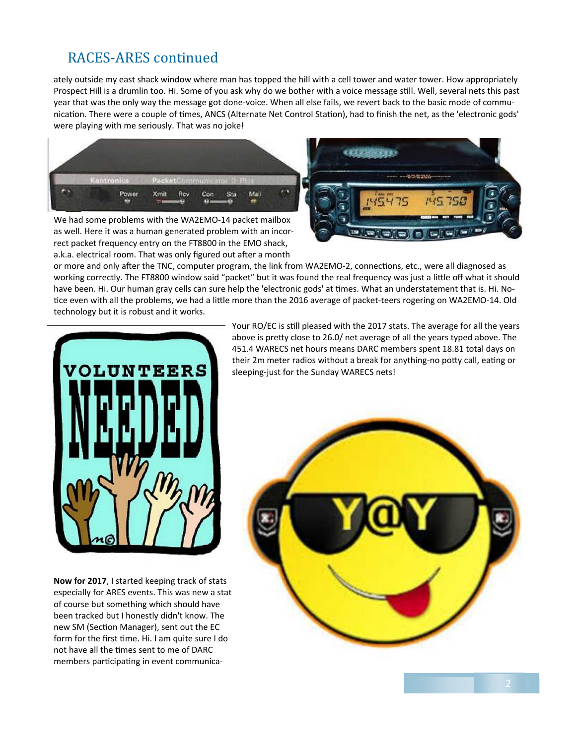## RACES-ARES continued

ately outside my east shack window where man has topped the hill with a cell tower and water tower. How appropriately Prospect Hill is a drumlin too. Hi. Some of you ask why do we bother with a voice message still. Well, several nets this past year that was the only way the message got done-voice. When all else fails, we revert back to the basic mode of communication. There were a couple of times, ANCS (Alternate Net Control Station), had to finish the net, as the 'electronic gods' were playing with me seriously. That was no joke!

We had some problems with the WA2EMO-14 packet mailbox as well. Here it was a human generated problem with an incorrect packet frequency entry on the FT8800 in the EMO shack, a.k.a. electrical room. That was only figured out after a month or more and only after the TNC, computer program, the link from WA2EMO-2, connections, etc., were all diagnosed as working correctly. The FT8800 window said "packet" but it was found the real frequency was just a little off what it should have been. Hi. Our human gray cells can sure help the 'electronic gods' at times. What an understatement that is. Hi. Notice even with all the problems, we had a little more than the 2016 average of packet-teers rogering on WA2EMO-14. Old technology but it is robust and it works.

Your RO/EC is still pleased with the 2017 stats. The average for all the years above is pretty close to 26.0/ net average of all the years typed above. The 451.4 WARECS net hours means DARC members spent 18.81 total days on their 2m meter radios without a break for anything-no potty call, eating or sleeping-just for the Sunday WARECS nets!

**Now for 2017**, I started keeping track of stats especially for ARES events. This was new a stat of course but something which should have been tracked but I honestly didn't know. The new SM (Section Manager), sent out the EC form for the first time. Hi. I am quite sure I do not have all the times sent to me of DARC members participating in event communica-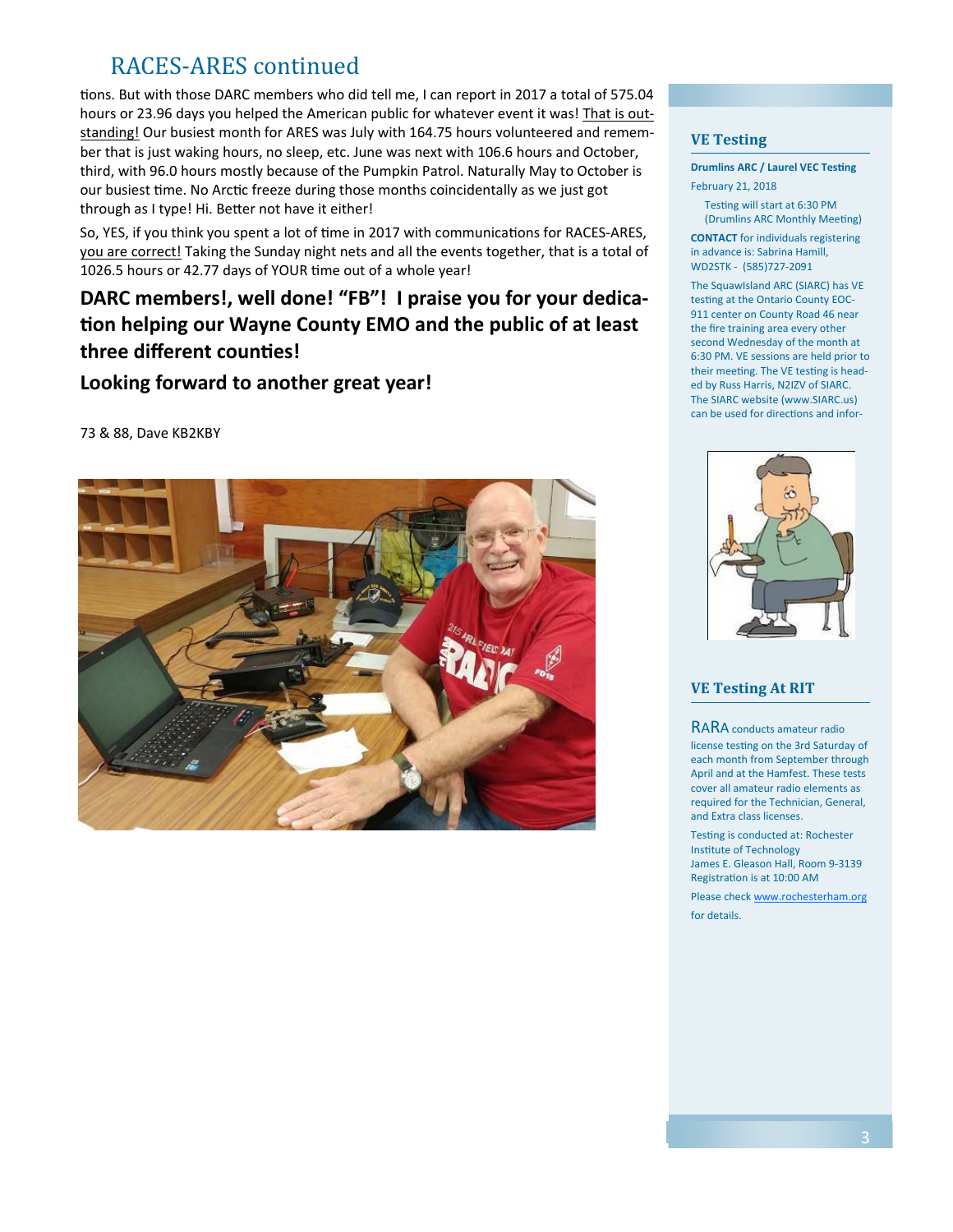## RACES-ARES continued

tions. But with those DARC members who did tell me, I can report in 2017 a total of 575.04 hours or 23.96 days you helped the American public for whatever event it was! That is outstanding! Our busiest month for ARES was July with 164.75 hours volunteered and remember that is just waking hours, no sleep, etc. June was next with 106.6 hours and October, third, with 96.0 hours mostly because of the Pumpkin Patrol. Naturally May to October is our busiest time. No Arctic freeze during those months coincidentally as we just got through as I type! Hi. Better not have it either!

So, YES, if you think you spent a lot of time in 2017 with communications for RACES-ARES, you are correct! Taking the Sunday night nets and all the events together, that is a total of 1026.5 hours or 42.77 days of YOUR time out of a whole year!

**DARC members!, well done! "FB"! I praise you for your dedication helping our Wayne County EMO and the public of at least three different counties!**

**Looking forward to another great year!**

73 & 88, Dave KB2KBY

### VE Testing

**Drumlins ARC / Laurel VEC Testing**

February 21, 2018

Testing will start at 6:30 PM (Drumlins ARC Monthly Meeting)

**CONTACT** for individuals registering in advance is: Sabrina Hamill, WD2STK - (585)727-2091

The SquawIsland ARC (SIARC) has VE testing at the Ontario County EOC-911 center on County Road 46 near the fire training area every other second Wednesday of the month at 6:30 PM. VE sessions are held prior to their meeting. The VE testing is headed by Russ Harris, N2IZV of SIARC. The SIARC website (www.SIARC.us) can be used for directions and infor-

### VE Testing At RIT

RARA conducts amateur radio license testing on the 3rd Saturday of each month from September through April and at the Hamfest. These tests cover all amateur radio elements as required for the Technician, General, and Extra class licenses.

Testing is conducted at: Rochester Institute of Technology
James E. Gleason Hall, Room 9-3139
Registration is at 10:00 AM

Please check www.rochesterham.org for details.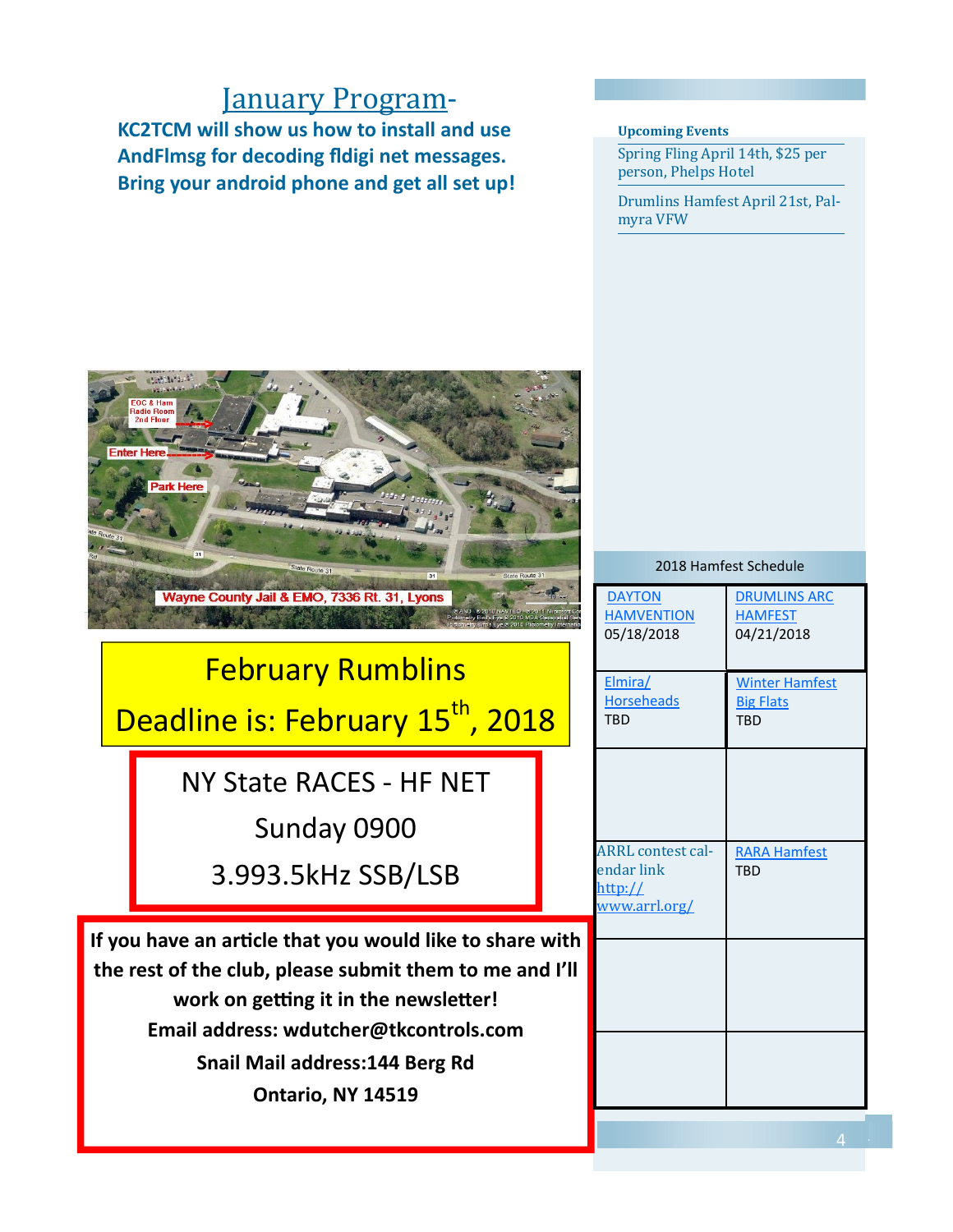## January Program-

**KC2TCM will show us how to install and use AndFlmsg for decoding fldigi net messages. Bring your android phone and get all set up!**

EOC & Ham Radio Room 2nd Floor

Enter Here

Park Here

Wayne County Jail & EMO, 7336 Rt. 31, Lyons

February Rumblins

Deadline is: February 15th, 2018

NY State RACES - HF NET

Sunday 0900

3.993.5kHz SSB/LSB

**If you have an article that you would like to share with the rest of the club, please submit them to me and I'll work on getting it in the newsletter!**

**Email address: wdutcher@tkcontrols.com**

**Snail Mail address:144 Berg Rd**

**Ontario, NY 14519**

**Upcoming Events**

Spring Fling April 14th, $25 per person, Phelps Hotel

Drumlins Hamfest April 21st, Palmyra VFW

2018 Hamfest Schedule

| | |
|---|---|
| DAYTON HAMVENTION 05/18/2018 | DRUMLINS ARC HAMFEST 04/21/2018 |
| Elmira/ Horseheads TBD | Winter Hamfest Big Flats TBD |
| | |
| ARRL contest calendar link http://www.arrl.org/ | RARA Hamfest TBD |
| | |
| | |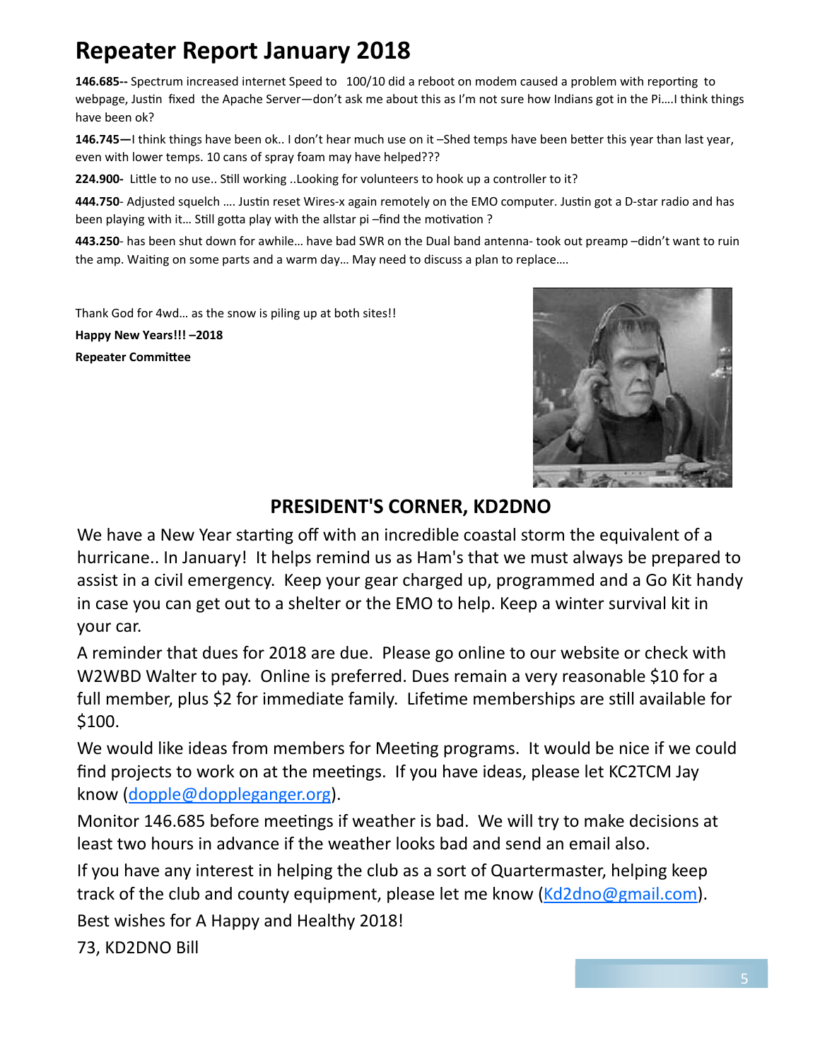# Repeater Report January 2018

**146.685--** Spectrum increased internet Speed to 100/10 did a reboot on modem caused a problem with reporting to webpage, Justin fixed the Apache Server—don't ask me about this as I'm not sure how Indians got in the Pi….I think things have been ok?

**146.745—**I think things have been ok.. I don't hear much use on it –Shed temps have been better this year than last year, even with lower temps. 10 cans of spray foam may have helped???

**224.900-** Little to no use.. Still working ..Looking for volunteers to hook up a controller to it?

**444.750**- Adjusted squelch …. Justin reset Wires-x again remotely on the EMO computer. Justin got a D-star radio and has been playing with it… Still gotta play with the allstar pi –find the motivation ?

**443.250**- has been shut down for awhile… have bad SWR on the Dual band antenna- took out preamp –didn't want to ruin the amp. Waiting on some parts and a warm day… May need to discuss a plan to replace….

Thank God for 4wd… as the snow is piling up at both sites!!

**Happy New Years!!! –2018**

**Repeater Committee**

## PRESIDENT'S CORNER, KD2DNO

We have a New Year starting off with an incredible coastal storm the equivalent of a hurricane.. In January! It helps remind us as Ham's that we must always be prepared to assist in a civil emergency. Keep your gear charged up, programmed and a Go Kit handy in case you can get out to a shelter or the EMO to help. Keep a winter survival kit in your car.

A reminder that dues for 2018 are due. Please go online to our website or check with W2WBD Walter to pay. Online is preferred. Dues remain a very reasonable $10 for a full member, plus $2 for immediate family. Lifetime memberships are still available for $100.

We would like ideas from members for Meeting programs. It would be nice if we could find projects to work on at the meetings. If you have ideas, please let KC2TCM Jay know (dopple@doppleganger.org).

Monitor 146.685 before meetings if weather is bad. We will try to make decisions at least two hours in advance if the weather looks bad and send an email also.

If you have any interest in helping the club as a sort of Quartermaster, helping keep track of the club and county equipment, please let me know (Kd2dno@gmail.com).

Best wishes for A Happy and Healthy 2018!

73, KD2DNO Bill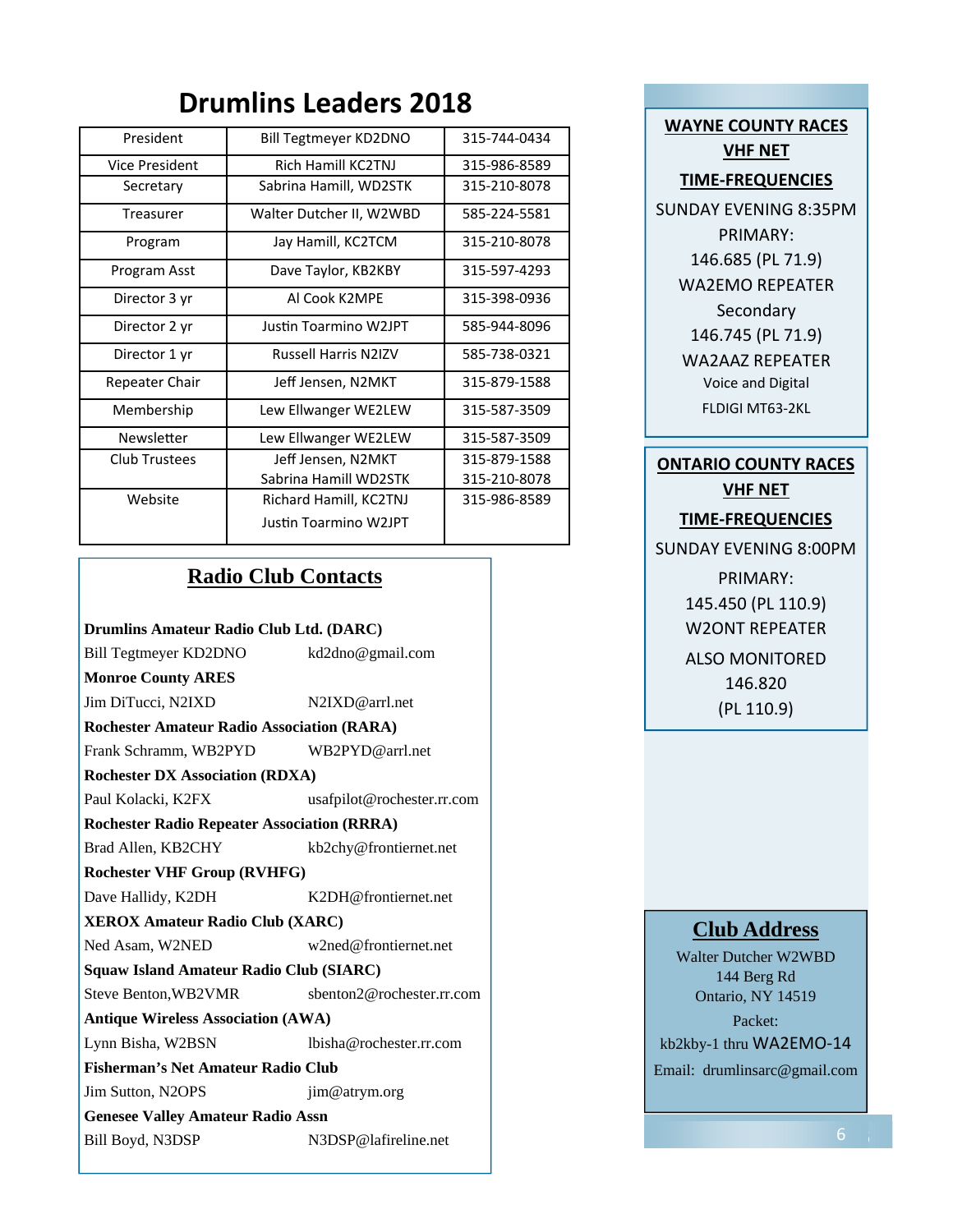# Drumlins Leaders 2018

| | | |
|---|---|---|
| President | Bill Tegtmeyer KD2DNO | 315-744-0434 |
| Vice President | Rich Hamill KC2TNJ | 315-986-8589 |
| Secretary | Sabrina Hamill, WD2STK | 315-210-8078 |
| Treasurer | Walter Dutcher II, W2WBD | 585-224-5581 |
| Program | Jay Hamill, KC2TCM | 315-210-8078 |
| Program Asst | Dave Taylor, KB2KBY | 315-597-4293 |
| Director 3 yr | Al Cook K2MPE | 315-398-0936 |
| Director 2 yr | Justin Toarmino W2JPT | 585-944-8096 |
| Director 1 yr | Russell Harris N2IZV | 585-738-0321 |
| Repeater Chair | Jeff Jensen, N2MKT | 315-879-1588 |
| Membership | Lew Ellwanger WE2LEW | 315-587-3509 |
| Newsletter | Lew Ellwanger WE2LEW | 315-587-3509 |
| Club Trustees | Jeff Jensen, N2MKT<br>Sabrina Hamill WD2STK | 315-879-1588<br>315-210-8078 |
| Website | Richard Hamill, KC2TNJ<br>Justin Toarmino W2JPT | 315-986-8589 |

## Radio Club Contacts

**Drumlins Amateur Radio Club Ltd. (DARC)**
Bill Tegtmeyer KD2DNO kd2dno@gmail.com

**Monroe County ARES**
Jim DiTucci, N2IXD N2IXD@arrl.net

**Rochester Amateur Radio Association (RARA)**
Frank Schramm, WB2PYD WB2PYD@arrl.net

**Rochester DX Association (RDXA)**
Paul Kolacki, K2FX usafpilot@rochester.rr.com

**Rochester Radio Repeater Association (RRRA)**
Brad Allen, KB2CHY kb2chy@frontiernet.net

**Rochester VHF Group (RVHFG)**
Dave Hallidy, K2DH K2DH@frontiernet.net

**XEROX Amateur Radio Club (XARC)**
Ned Asam, W2NED w2ned@frontiernet.net

**Squaw Island Amateur Radio Club (SIARC)**
Steve Benton,WB2VMR sbenton2@rochester.rr.com

**Antique Wireless Association (AWA)**
Lynn Bisha, W2BSN lbisha@rochester.rr.com

**Fisherman's Net Amateur Radio Club**
Jim Sutton, N2OPS jim@atrym.org

**Genesee Valley Amateur Radio Assn**
Bill Boyd, N3DSP N3DSP@lafireline.net

**WAYNE COUNTY RACES**
**VHF NET**
**TIME-FREQUENCIES**

SUNDAY EVENING 8:35PM
PRIMARY:
146.685 (PL 71.9)
WA2EMO REPEATER
Secondary
146.745 (PL 71.9)
WA2AAZ REPEATER
Voice and Digital
FLDIGI MT63-2KL

**ONTARIO COUNTY RACES**
**VHF NET**
**TIME-FREQUENCIES**

SUNDAY EVENING 8:00PM
PRIMARY:
145.450 (PL 110.9)
W2ONT REPEATER
ALSO MONITORED
146.820
(PL 110.9)

## Club Address

Walter Dutcher W2WBD
144 Berg Rd
Ontario, NY 14519
Packet:
kb2kby-1 thru WA2EMO-14
Email: drumlinsarc@gmail.com